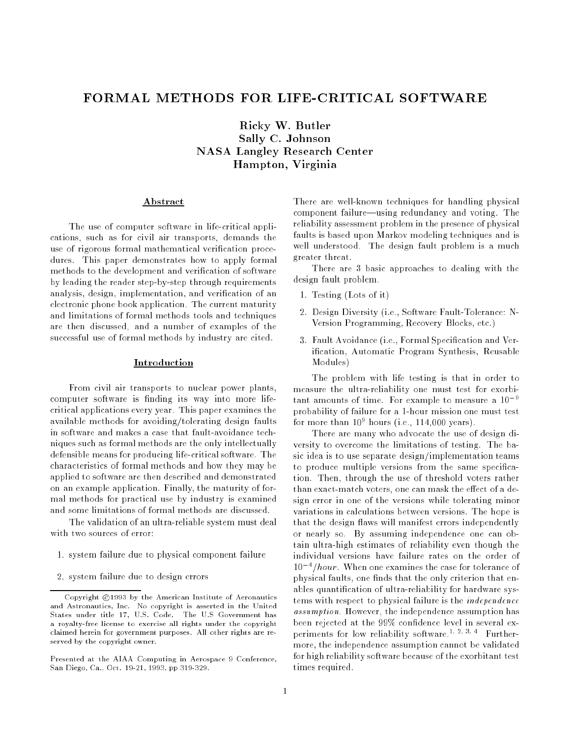# FORMAL METHODS FOR LIFE-CRITICAL SOFTWARE

**Ricky W. Butler**
**Sally C. Johnson**
**NASA Langley Research Center**
**Hampton, Virginia**

## Abstract

The use of computer software in life-critical applications, such as for civil air transports, demands the use of rigorous formal mathematical verification procedures. This paper demonstrates how to apply formal methods to the development and verification of software by leading the reader step-by-step through requirements analysis, design, implementation, and verification of an electronic phone book application. The current maturity and limitations of formal methods tools and techniques are then discussed, and a number of examples of the successful use of formal methods by industry are cited.

## Introduction

From civil air transports to nuclear power plants, computer software is finding its way into more life-critical applications every year. This paper examines the available methods for avoiding/tolerating design faults in software and makes a case that fault-avoidance techniques such as formal methods are the only intellectually defensible means for producing life-critical software. The characteristics of formal methods and how they may be applied to software are then described and demonstrated on an example application. Finally, the maturity of formal methods for practical use by industry is examined and some limitations of formal methods are discussed.

The validation of an ultra-reliable system must deal with two sources of error:

1. system failure due to physical component failure
2. system failure due to design errors

Copyright ©1993 by the American Institute of Aeronautics and Astronautics, Inc. No copyright is asserted in the United States under title 17, U.S. Code. The U.S Government has a royalty-free license to exercise all rights under the copyright claimed herein for government purposes. All other rights are reserved by the copyright owner.

Presented at the AIAA Computing in Aerospace 9 Conference, San Diego, Ca., Oct. 19-21, 1993, pp 319-329.

There are well-known techniques for handling physical component failure—using redundancy and voting. The reliability assessment problem in the presence of physical faults is based upon Markov modeling techniques and is well understood. The design fault problem is a much greater threat.

There are 3 basic approaches to dealing with the design fault problem.

1. Testing (Lots of it)
2. Design Diversity (i.e., Software Fault-Tolerance: N-Version Programming, Recovery Blocks, etc.)
3. Fault Avoidance (i.e., Formal Specification and Verification, Automatic Program Synthesis, Reusable Modules)

The problem with life testing is that in order to measure the ultra-reliability one must test for exorbitant amounts of time. For example to measure a $10^{-9}$ probability of failure for a 1-hour mission one must test for more than $10^{9}$ hours (i.e., 114,000 years).

There are many who advocate the use of design diversity to overcome the limitations of testing. The basic idea is to use separate design/implementation teams to produce multiple versions from the same specification. Then, through the use of threshold voters rather than exact-match voters, one can mask the effect of a design error in one of the versions while tolerating minor variations in calculations between versions. The hope is that the design flaws will manifest errors independently or nearly so. By assuming independence one can obtain ultra-high estimates of reliability even though the individual versions have failure rates on the order of $10^{-4}/hour$. When one examines the case for tolerance of physical faults, one finds that the only criterion that enables quantification of ultra-reliability for hardware systems with respect to physical failure is the *independence assumption*. However, the independence assumption has been rejected at the 99% confidence level in several experiments for low reliability software.[1, 2, 3, 4] Furthermore, the independence assumption cannot be validated for high reliability software because of the exorbitant test times required.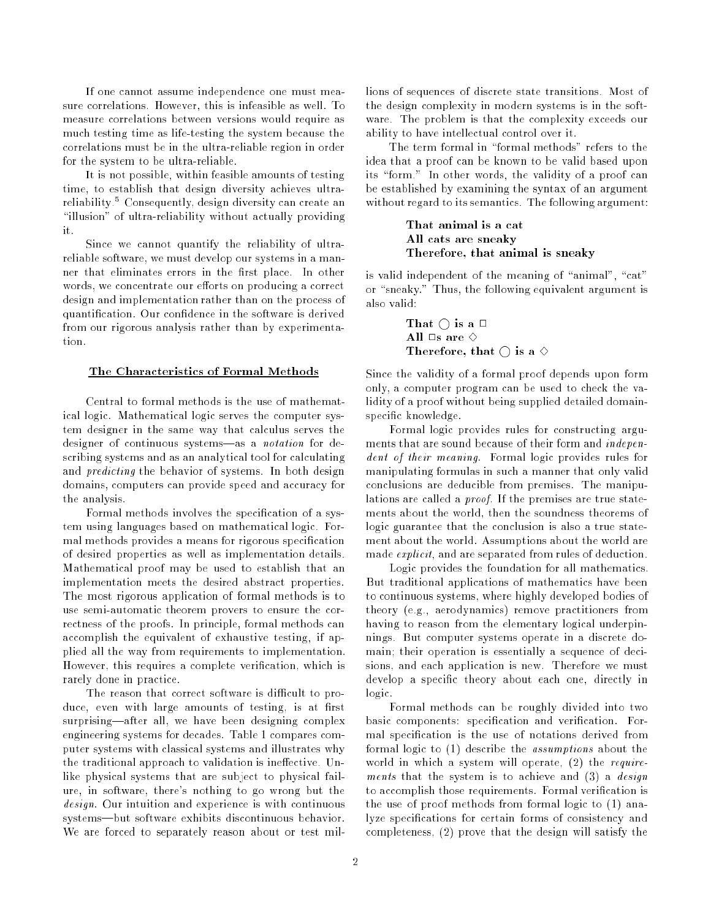If one cannot assume independence one must measure correlations. However, this is infeasible as well. To measure correlations between versions would require as much testing time as life-testing the system because the correlations must be in the ultra-reliable region in order for the system to be ultra-reliable.

It is not possible, within feasible amounts of testing time, to establish that design diversity achieves ultra-reliability.[5] Consequently, design diversity can create an "illusion" of ultra-reliability without actually providing it.

Since we cannot quantify the reliability of ultra-reliable software, we must develop our systems in a manner that eliminates errors in the first place. In other words, we concentrate our efforts on producing a correct design and implementation rather than on the process of quantification. Our confidence in the software is derived from our rigorous analysis rather than by experimentation.

## The Characteristics of Formal Methods

Central to formal methods is the use of mathematical logic. Mathematical logic serves the computer system designer in the same way that calculus serves the designer of continuous systems—as a *notation* for describing systems and as an analytical tool for calculating and *predicting* the behavior of systems. In both design domains, computers can provide speed and accuracy for the analysis.

Formal methods involves the specification of a system using languages based on mathematical logic. Formal methods provides a means for rigorous specification of desired properties as well as implementation details. Mathematical proof may be used to establish that an implementation meets the desired abstract properties. The most rigorous application of formal methods is to use semi-automatic theorem provers to ensure the correctness of the proofs. In principle, formal methods can accomplish the equivalent of exhaustive testing, if applied all the way from requirements to implementation. However, this requires a complete verification, which is rarely done in practice.

The reason that correct software is difficult to produce, even with large amounts of testing, is at first surprising—after all, we have been designing complex engineering systems for decades. Table 1 compares computer systems with classical systems and illustrates why the traditional approach to validation is ineffective. Unlike physical systems that are subject to physical failure, in software, there's nothing to go wrong but the *design*. Our intuition and experience is with continuous systems—but software exhibits discontinuous behavior. We are forced to separately reason about or test millions of sequences of discrete state transitions. Most of the design complexity in modern systems is in the software. The problem is that the complexity exceeds our ability to have intellectual control over it.

The term formal in "formal methods" refers to the idea that a proof can be known to be valid based upon its "form." In other words, the validity of a proof can be established by examining the syntax of an argument without regard to its semantics. The following argument:

> **That animal is a cat**
> **All cats are sneaky**
> **Therefore, that animal is sneaky**

is valid independent of the meaning of "animal", "cat" or "sneaky." Thus, the following equivalent argument is also valid:

> **That ◯ is a □**
> **All □s are ◇**
> **Therefore, that ◯ is a ◇**

Since the validity of a formal proof depends upon form only, a computer program can be used to check the validity of a proof without being supplied detailed domain-specific knowledge.

Formal logic provides rules for constructing arguments that are sound because of their form and *independent of their meaning*. Formal logic provides rules for manipulating formulas in such a manner that only valid conclusions are deducible from premises. The manipulations are called a *proof*. If the premises are true statements about the world, then the soundness theorems of logic guarantee that the conclusion is also a true statement about the world. Assumptions about the world are made *explicit*, and are separated from rules of deduction.

Logic provides the foundation for all mathematics. But traditional applications of mathematics have been to continuous systems, where highly developed bodies of theory (e.g., aerodynamics) remove practitioners from having to reason from the elementary logical underpinnings. But computer systems operate in a discrete domain; their operation is essentially a sequence of decisions, and each application is new. Therefore we must develop a specific theory about each one, directly in logic.

Formal methods can be roughly divided into two basic components: specification and verification. Formal specification is the use of notations derived from formal logic to (1) describe the *assumptions* about the world in which a system will operate, (2) the *requirements* that the system is to achieve and (3) a *design* to accomplish those requirements. Formal verification is the use of proof methods from formal logic to (1) analyze specifications for certain forms of consistency and completeness, (2) prove that the design will satisfy the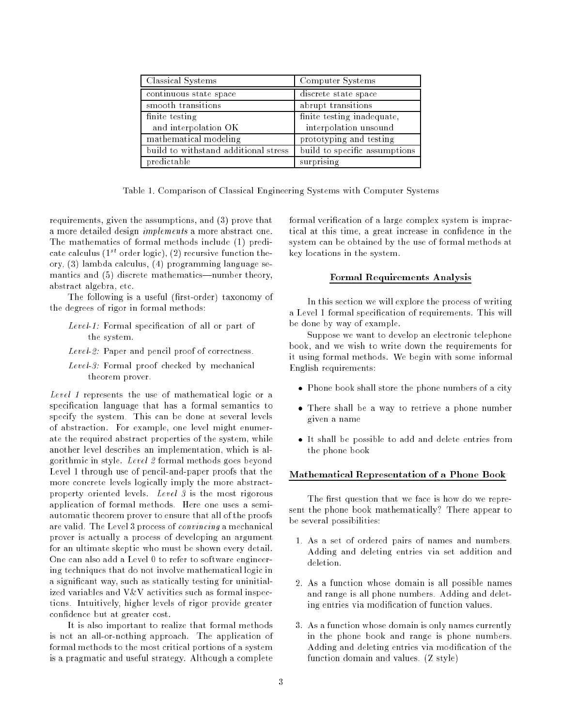| Classical Systems | Computer Systems |
| --- | --- |
| continuous state space | discrete state space |
| smooth transitions | abrupt transitions |
| finite testing and interpolation OK | finite testing inadequate, interpolation unsound |
| mathematical modeling | prototyping and testing |
| build to withstand additional stress | build to specific assumptions |
| predictable | surprising |

Table 1. Comparison of Classical Engineering Systems with Computer Systems

requirements, given the assumptions, and (3) prove that a more detailed design *implements* a more abstract one. The mathematics of formal methods include (1) predicate calculus ($1^{st}$ order logic), (2) recursive function theory, (3) lambda calculus, (4) programming language semantics and (5) discrete mathematics—number theory, abstract algebra, etc.

The following is a useful (first-order) taxonomy of the degrees of rigor in formal methods:

*Level-1:* Formal specification of all or part of the system.

*Level-2:* Paper and pencil proof of correctness.

*Level-3:* Formal proof checked by mechanical theorem prover.

*Level 1* represents the use of mathematical logic or a specification language that has a formal semantics to specify the system. This can be done at several levels of abstraction. For example, one level might enumerate the required abstract properties of the system, while another level describes an implementation, which is algorithmic in style. *Level 2* formal methods goes beyond Level 1 through use of pencil-and-paper proofs that the more concrete levels logically imply the more abstract-property oriented levels. *Level 3* is the most rigorous application of formal methods. Here one uses a semi-automatic theorem prover to ensure that all of the proofs are valid. The Level 3 process of *convincing* a mechanical prover is actually a process of developing an argument for an ultimate skeptic who must be shown every detail. One can also add a Level 0 to refer to software engineering techniques that do not involve mathematical logic in a significant way, such as statically testing for uninitialized variables and V&V activities such as formal inspections. Intuitively, higher levels of rigor provide greater confidence but at greater cost.

It is also important to realize that formal methods is not an all-or-nothing approach. The application of formal methods to the most critical portions of a system is a pragmatic and useful strategy. Although a complete formal verification of a large complex system is impractical at this time, a great increase in confidence in the system can be obtained by the use of formal methods at key locations in the system.

## Formal Requirements Analysis

In this section we will explore the process of writing a Level 1 formal specification of requirements. This will be done by way of example.

Suppose we want to develop an electronic telephone book, and we wish to write down the requirements for it using formal methods. We begin with some informal English requirements:

- Phone book shall store the phone numbers of a city
- There shall be a way to retrieve a phone number given a name
- It shall be possible to add and delete entries from the phone book

### Mathematical Representation of a Phone Book

The first question that we face is how do we represent the phone book mathematically? There appear to be several possibilities:

1. As a set of ordered pairs of names and numbers. Adding and deleting entries via set addition and deletion.
2. As a function whose domain is all possible names and range is all phone numbers. Adding and deleting entries via modification of function values.
3. As a function whose domain is only names currently in the phone book and range is phone numbers. Adding and deleting entries via modification of the function domain and values. (Z style)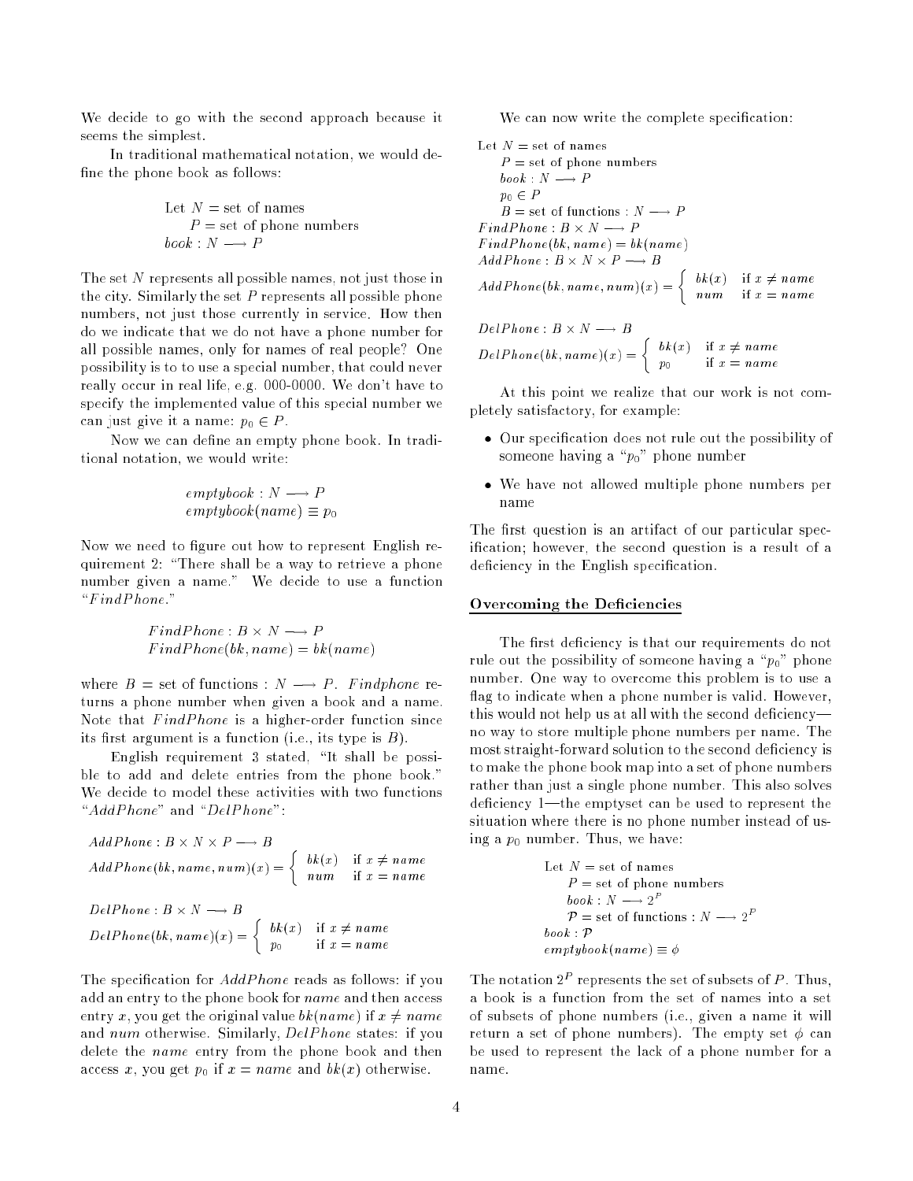We decide to go with the second approach because it seems the simplest.

In traditional mathematical notation, we would define the phone book as follows:

$$\begin{aligned} \text{Let } N &= \text{set of names} \\ P &= \text{set of phone numbers} \\ book &: N \longrightarrow P \end{aligned}$$

The set $N$ represents all possible names, not just those in the city. Similarly the set $P$ represents all possible phone numbers, not just those currently in service. How then do we indicate that we do not have a phone number for all possible names, only for names of real people? One possibility is to to use a special number, that could never really occur in real life, e.g. 000-0000. We don't have to specify the implemented value of this special number we can just give it a name: $p_0 \in P$.

Now we can define an empty phone book. In traditional notation, we would write:

$$\begin{aligned} &emptybook : N \longrightarrow P \\ &emptybook(name) \equiv p_0 \end{aligned}$$

Now we need to figure out how to represent English requirement 2: "There shall be a way to retrieve a phone number given a name." We decide to use a function "$FindPhone$."

$$\begin{aligned} &FindPhone : B \times N \longrightarrow P \\ &FindPhone(bk, name) = bk(name) \end{aligned}$$

where $B$ = set of functions : $N \longrightarrow P$. $Findphone$ returns a phone number when given a book and a name. Note that $FindPhone$ is a higher-order function since its first argument is a function (i.e., its type is $B$).

English requirement 3 stated, "It shall be possible to add and delete entries from the phone book." We decide to model these activities with two functions "$AddPhone$" and "$DelPhone$":

$$AddPhone : B \times N \times P \longrightarrow B$$

$$AddPhone(bk, name, num)(x) = \begin{cases} bk(x) & \text{if } x \neq name \\ num & \text{if } x = name \end{cases}$$

$$DelPhone : B \times N \longrightarrow B$$

$$DelPhone(bk, name)(x) = \begin{cases} bk(x) & \text{if } x \neq name \\ p_0 & \text{if } x = name \end{cases}$$

The specification for $AddPhone$ reads as follows: if you add an entry to the phone book for $name$ and then access entry $x$, you get the original value $bk(name)$ if $x \neq name$ and $num$ otherwise. Similarly, $DelPhone$ states: if you delete the $name$ entry from the phone book and then access $x$, you get $p_0$ if $x = name$ and $bk(x)$ otherwise.

We can now write the complete specification:

$$\begin{aligned} \text{Let } N &= \text{set of names} \\ P &= \text{set of phone numbers} \\ book &: N \longrightarrow P \\ p_0 &\in P \\ B &= \text{set of functions} : N \longrightarrow P \end{aligned}$$

$$FindPhone : B \times N \longrightarrow P$$

$$FindPhone(bk, name) = bk(name)$$

$$AddPhone : B \times N \times P \longrightarrow B$$

$$AddPhone(bk, name, num)(x) = \begin{cases} bk(x) & \text{if } x \neq name \\ num & \text{if } x = name \end{cases}$$

$$DelPhone : B \times N \longrightarrow B$$

$$DelPhone(bk, name)(x) = \begin{cases} bk(x) & \text{if } x \neq name \\ p_0 & \text{if } x = name \end{cases}$$

At this point we realize that our work is not completely satisfactory, for example:

- Our specification does not rule out the possibility of someone having a "$p_0$" phone number
- We have not allowed multiple phone numbers per name

The first question is an artifact of our particular specification; however, the second question is a result of a deficiency in the English specification.

## Overcoming the Deficiencies

The first deficiency is that our requirements do not rule out the possibility of someone having a "$p_0$" phone number. One way to overcome this problem is to use a flag to indicate when a phone number is valid. However, this would not help us at all with the second deficiency—no way to store multiple phone numbers per name. The most straight-forward solution to the second deficiency is to make the phone book map into a set of phone numbers rather than just a single phone number. This also solves deficiency 1—the emptyset can be used to represent the situation where there is no phone number instead of using a $p_0$ number. Thus, we have:

$$\begin{aligned} \text{Let } N &= \text{set of names} \\ P &= \text{set of phone numbers} \\ book &: N \longrightarrow 2^P \\ \mathcal{P} &= \text{set of functions} : N \longrightarrow 2^P \\ book &: \mathcal{P} \\ emptybook(name) &\equiv \phi \end{aligned}$$

The notation $2^P$ represents the set of subsets of $P$. Thus, a book is a function from the set of names into a set of subsets of phone numbers (i.e., given a name it will return a set of phone numbers). The empty set $\phi$ can be used to represent the lack of a phone number for a name.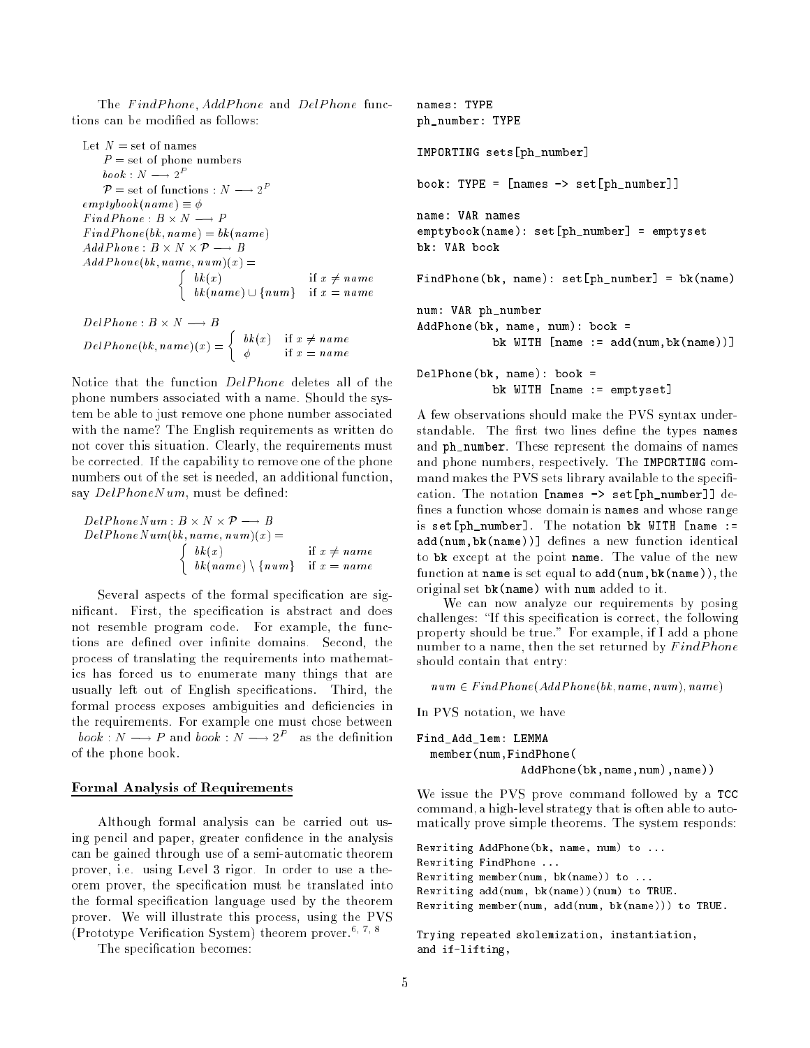The $FindPhone$, $AddPhone$ and $DelPhone$ functions can be modified as follows:

Let $N$ = set of names
$P$ = set of phone numbers
$book : N \longrightarrow 2^P$
$\mathcal{P}$ = set of functions : $N \longrightarrow 2^P$
$emptybook(name) \equiv \phi$
$FindPhone : B \times N \longrightarrow P$
$FindPhone(bk, name) = bk(name)$
$AddPhone : B \times N \times \mathcal{P} \longrightarrow B$

$$AddPhone(bk, name, num)(x) = \begin{cases} bk(x) & \text{if } x \neq name \\ bk(name) \cup \{num\} & \text{if } x = name \end{cases}$$

$DelPhone : B \times N \longrightarrow B$

$$DelPhone(bk, name)(x) = \begin{cases} bk(x) & \text{if } x \neq name \\ \phi & \text{if } x = name \end{cases}$$

Notice that the function $DelPhone$ deletes all of the phone numbers associated with a name. Should the system be able to just remove one phone number associated with the name? The English requirements as written do not cover this situation. Clearly, the requirements must be corrected. If the capability to remove one of the phone numbers out of the set is needed, an additional function, say $DelPhoneNum$, must be defined:

$DelPhoneNum : B \times N \times \mathcal{P} \longrightarrow B$

$$DelPhoneNum(bk, name, num)(x) = \begin{cases} bk(x) & \text{if } x \neq name \\ bk(name) \setminus \{num\} & \text{if } x = name \end{cases}$$

Several aspects of the formal specification are significant. First, the specification is abstract and does not resemble program code. For example, the functions are defined over infinite domains. Second, the process of translating the requirements into mathematics has forced us to enumerate many things that are usually left out of English specifications. Third, the formal process exposes ambiguities and deficiencies in the requirements. For example one must chose between $book : N \longrightarrow P$ and $book : N \longrightarrow 2^P$ as the definition of the phone book.

## Formal Analysis of Requirements

Although formal analysis can be carried out using pencil and paper, greater confidence in the analysis can be gained through use of a semi-automatic theorem prover, i.e. using Level 3 rigor. In order to use a theorem prover, the specification must be translated into the formal specification language used by the theorem prover. We will illustrate this process, using the PVS (Prototype Verification System) theorem prover.[6, 7, 8]

The specification becomes:

```
names: TYPE
ph_number: TYPE

IMPORTING sets[ph_number]

book: TYPE = [names -> set[ph_number]]

name: VAR names
emptybook(name): set[ph_number] = emptyset
bk: VAR book

FindPhone(bk, name): set[ph_number] = bk(name)

num: VAR ph_number
AddPhone(bk, name, num): book =
          bk WITH [name := add(num,bk(name))]

DelPhone(bk, name): book =
          bk WITH [name := emptyset]
```

A few observations should make the PVS syntax understandable. The first two lines define the types `names` and `ph_number`. These represent the domains of names and phone numbers, respectively. The `IMPORTING` command makes the PVS sets library available to the specification. The notation `[names -> set[ph_number]]` defines a function whose domain is `names` and whose range is `set[ph_number]`. The notation `bk WITH [name := add(num,bk(name))]` defines a new function identical to `bk` except at the point `name`. The value of the new function at `name` is set equal to `add(num,bk(name))`, the original set `bk(name)` with `num` added to it.

We can now analyze our requirements by posing challenges: "If this specification is correct, the following property should be true." For example, if I add a phone number to a name, then the set returned by $FindPhone$ should contain that entry:

$$num \in FindPhone(AddPhone(bk, name, num), name)$$

In PVS notation, we have

```
Find_Add_lem: LEMMA
  member(num,FindPhone(
              AddPhone(bk,name,num),name))
```

We issue the PVS prove command followed by a `TCC` command, a high-level strategy that is often able to automatically prove simple theorems. The system responds:

```
Rewriting AddPhone(bk, name, num) to ...
Rewriting FindPhone ...
Rewriting member(num, bk(name)) to ...
Rewriting add(num, bk(name))(num) to TRUE.
Rewriting member(num, add(num, bk(name))) to TRUE.

Trying repeated skolemization, instantiation,
and if-lifting,
```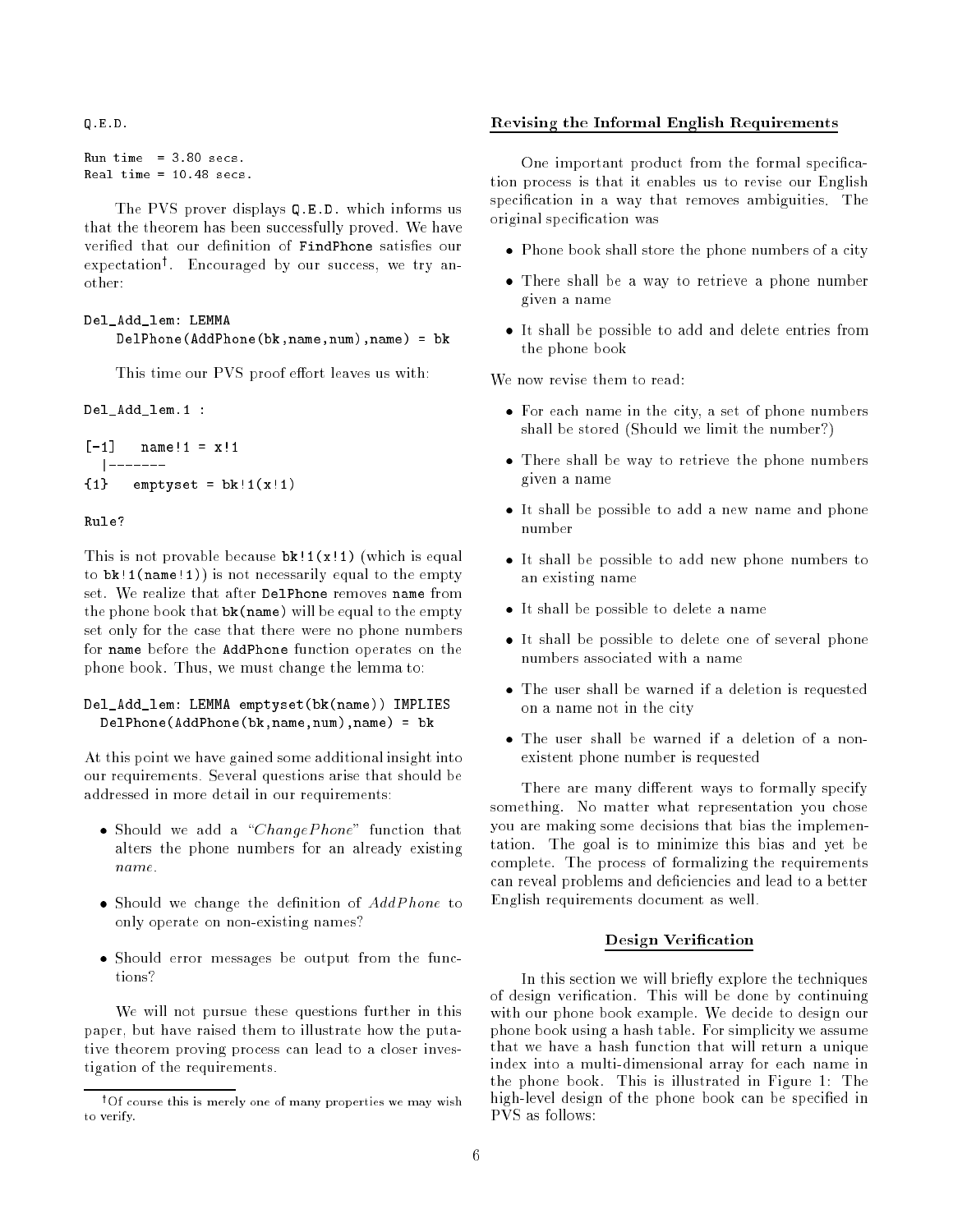```
Q.E.D.

Run time  = 3.80 secs.
Real time = 10.48 secs.
```

The PVS prover displays `Q.E.D.` which informs us that the theorem has been successfully proved. We have verified that our definition of `FindPhone` satisfies our expectation†. Encouraged by our success, we try another:

```
Del_Add_lem: LEMMA
    DelPhone(AddPhone(bk,name,num),name) = bk
```

This time our PVS proof effort leaves us with:

```
Del_Add_lem.1 :

[-1]   name!1 = x!1
  |-------
{1}   emptyset = bk!1(x!1)

Rule?
```

This is not provable because `bk!1(x!1)` (which is equal to `bk!1(name!1)`) is not necessarily equal to the empty set. We realize that after `DelPhone` removes `name` from the phone book that `bk(name)` will be equal to the empty set only for the case that there were no phone numbers for `name` before the `AddPhone` function operates on the phone book. Thus, we must change the lemma to:

```
Del_Add_lem: LEMMA emptyset(bk(name)) IMPLIES
  DelPhone(AddPhone(bk,name,num),name) = bk
```

At this point we have gained some additional insight into our requirements. Several questions arise that should be addressed in more detail in our requirements:

- Should we add a "*ChangePhone*" function that alters the phone numbers for an already existing *name*.
- Should we change the definition of *AddPhone* to only operate on non-existing names?
- Should error messages be output from the functions?

We will not pursue these questions further in this paper, but have raised them to illustrate how the putative theorem proving process can lead to a closer investigation of the requirements.

† Of course this is merely one of many properties we may wish to verify.

## Revising the Informal English Requirements

One important product from the formal specification process is that it enables us to revise our English specification in a way that removes ambiguities. The original specification was

- Phone book shall store the phone numbers of a city
- There shall be a way to retrieve a phone number given a name
- It shall be possible to add and delete entries from the phone book

We now revise them to read:

- For each name in the city, a set of phone numbers shall be stored (Should we limit the number?)
- There shall be way to retrieve the phone numbers given a name
- It shall be possible to add a new name and phone number
- It shall be possible to add new phone numbers to an existing name
- It shall be possible to delete a name
- It shall be possible to delete one of several phone numbers associated with a name
- The user shall be warned if a deletion is requested on a name not in the city
- The user shall be warned if a deletion of a nonexistent phone number is requested

There are many different ways to formally specify something. No matter what representation you chose you are making some decisions that bias the implementation. The goal is to minimize this bias and yet be complete. The process of formalizing the requirements can reveal problems and deficiencies and lead to a better English requirements document as well.

## Design Verification

In this section we will briefly explore the techniques of design verification. This will be done by continuing with our phone book example. We decide to design our phone book using a hash table. For simplicity we assume that we have a hash function that will return a unique index into a multi-dimensional array for each name in the phone book. This is illustrated in Figure 1: The high-level design of the phone book can be specified in PVS as follows: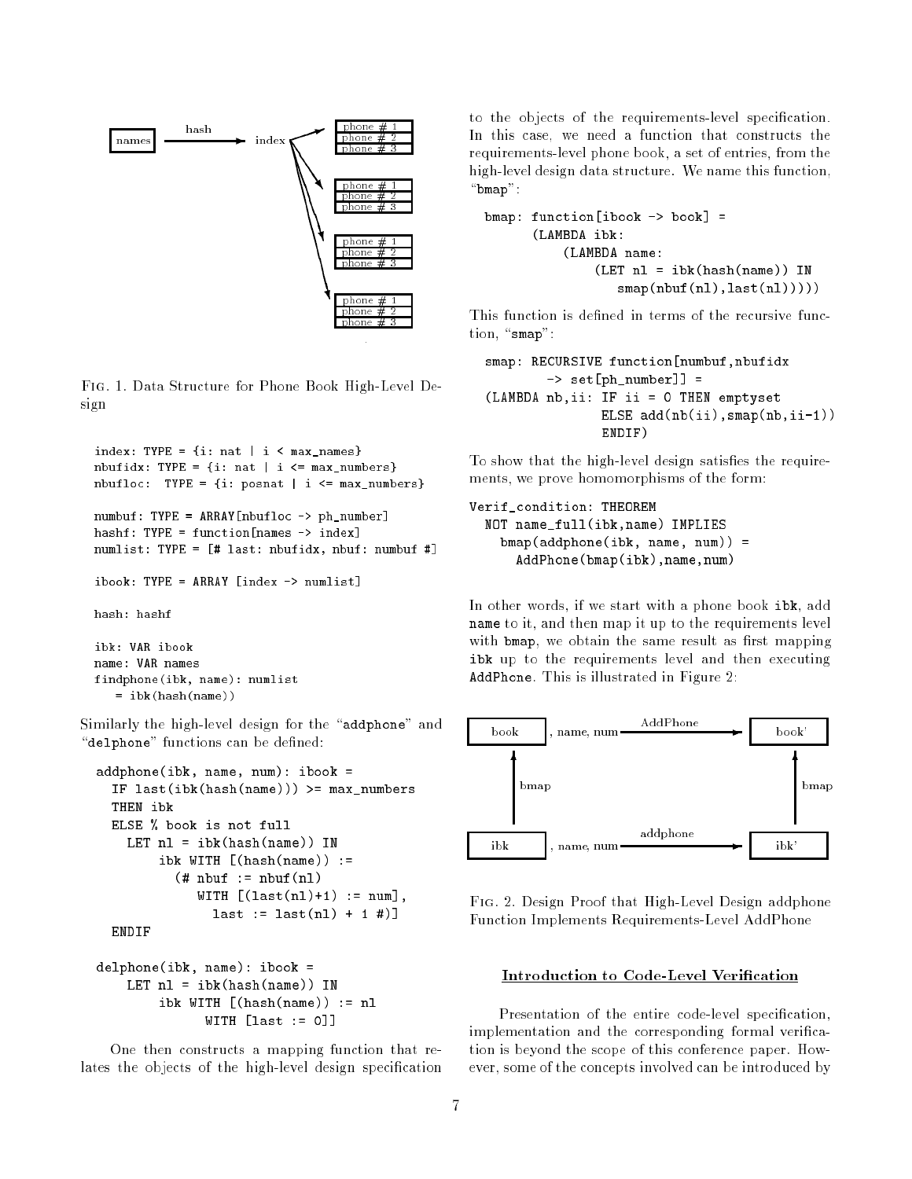FIG. 1. Data Structure for Phone Book High-Level Design

```
index: TYPE = {i: nat | i < max_names}
nbufidx: TYPE = {i: nat | i <= max_numbers}
nbufloc:  TYPE = {i: posnat | i <= max_numbers}

numbuf: TYPE = ARRAY[nbufloc -> ph_number]
hashf: TYPE = function[names -> index]
numlist: TYPE = [# last: nbufidx, nbuf: numbuf #]

ibook: TYPE = ARRAY [index -> numlist]

hash: hashf

ibk: VAR ibook
name: VAR names
findphone(ibk, name): numlist
   = ibk(hash(name))
```

Similarly the high-level design for the "addphone" and "delphone" functions can be defined:

```
addphone(ibk, name, num): ibook =
  IF last(ibk(hash(name))) >= max_numbers
  THEN ibk
  ELSE % book is not full
    LET nl = ibk(hash(name)) IN
        ibk WITH [(hash(name)) :=
          (# nbuf := nbuf(nl)
             WITH [(last(nl)+1) := num],
               last := last(nl) + 1 #)]
  ENDIF

delphone(ibk, name): ibook =
    LET nl = ibk(hash(name)) IN
        ibk WITH [(hash(name)) := nl
              WITH [last := 0]]
```

One then constructs a mapping function that relates the objects of the high-level design specification to the objects of the requirements-level specification. In this case, we need a function that constructs the requirements-level phone book, a set of entries, from the high-level design data structure. We name this function, "bmap":

```
bmap: function[ibook -> book] =
      (LAMBDA ibk:
          (LAMBDA name:
              (LET nl = ibk(hash(name)) IN
                 smap(nbuf(nl),last(nl)))))
```

This function is defined in terms of the recursive function, "smap":

```
smap: RECURSIVE function[numbuf,nbufidx
         -> set[ph_number]] =
(LAMBDA nb,ii: IF ii = 0 THEN emptyset
               ELSE add(nb(ii),smap(nb,ii-1))
               ENDIF)
```

To show that the high-level design satisfies the requirements, we prove homomorphisms of the form:

```
Verif_condition: THEOREM
  NOT name_full(ibk,name) IMPLIES
    bmap(addphone(ibk, name, num)) =
      AddPhone(bmap(ibk),name,num)
```

In other words, if we start with a phone book `ibk`, add `name` to it, and then map it up to the requirements level with `bmap`, we obtain the same result as first mapping `ibk` up to the requirements level and then executing `AddPhone`. This is illustrated in Figure 2:

FIG. 2. Design Proof that High-Level Design addphone Function Implements Requirements-Level AddPhone

## Introduction to Code-Level Verification

Presentation of the entire code-level specification, implementation and the corresponding formal verification is beyond the scope of this conference paper. However, some of the concepts involved can be introduced by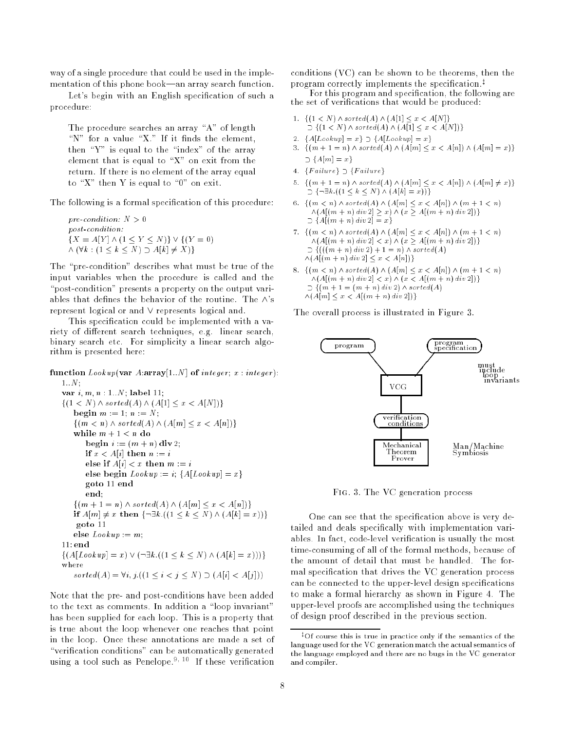way of a single procedure that could be used in the implementation of this phone book—an array search function.

Let's begin with an English specification of such a procedure:

> The procedure searches an array "A" of length "N" for a value "X." If it finds the element, then "Y" is equal to the "index" of the array element that is equal to "X" on exit from the return. If there is no element of the array equal to "X" then Y is equal to "0" on exit.

The following is a formal specification of this procedure:

*pre-condition:* $N > 0$
*post-condition:*
$\{X = A[Y] \wedge (1 \leq Y \leq N)\} \vee \{(Y = 0)$
$\wedge (\forall k : (1 \leq k \leq N) \supset A[k] \neq X)\}$

The "pre-condition" describes what must be true of the input variables when the procedure is called and the "post-condition" presents a property on the output variables that defines the behavior of the routine. The $\wedge$'s represent logical or and $\vee$ represents logical and.

This specification could be implemented with a variety of different search techniques, e.g. linear search, binary search etc. For simplicity a linear search algorithm is presented here:

```
function Lookup(var A:array[1..N] of integer; x : integer):
   1..N;
   var i, m, n : 1..N; label 11;
   {(1 < N) ∧ sorted(A) ∧ (A[1] ≤ x < A[N])}
      begin m := 1; n := N;
      {(m < n) ∧ sorted(A) ∧ (A[m] ≤ x < A[n])}
      while m + 1 < n do
         begin i := (m + n) div 2;
         if x < A[i] then n := i
         else if A[i] < x then m := i
         else begin Lookup := i; {A[Lookup] = x}
         goto 11 end
         end;
      {(m + 1 = n) ∧ sorted(A) ∧ (A[m] ≤ x < A[n])}
      if A[m] ≠ x then {¬∃k.((1 ≤ k ≤ N) ∧ (A[k] = x))}
       goto 11
      else Lookup := m;
   11: end
   {(A[Lookup] = x) ∨ (¬∃k.((1 ≤ k ≤ N) ∧ (A[k] = x)))}
   where
      sorted(A) = ∀i, j.((1 ≤ i < j ≤ N) ⊃ (A[i] < A[j]))
```

Note that the pre- and post-conditions have been added to the text as comments. In addition a "loop invariant" has been supplied for each loop. This is a property that is true about the loop whenever one reaches that point in the loop. Once these annotations are made a set of "verification conditions" can be automatically generated using a tool such as Penelope.[9, 10] If these verification conditions (VC) can be shown to be theorems, then the program correctly implements the specification.[‡]

For this program and specification, the following are the set of verifications that would be produced:

1. $\{(1 < N) \wedge sorted(A) \wedge (A[1] \leq x < A[N]\}$
   $\supset \{(1 < N) \wedge sorted(A) \wedge (A[1] \leq x < A[N])\}$
2. $\{A[Lookup] = x\} \supset \{A[Lookup] = x\}$
3. $\{(m + 1 = n) \wedge sorted(A) \wedge (A[m] \leq x < A[n]) \wedge (A[m] = x)\}$
   $\supset \{A[m] = x\}$
4. $\{Failure\} \supset \{Failure\}$
5. $\{(m + 1 = n) \wedge sorted(A) \wedge (A[m] \leq x < A[n]) \wedge (A[m] \neq x)\}$
   $\supset \{\neg\exists k.((1 \leq k \leq N) \wedge (A[k] = x))\}$
6. $\{(m < n) \wedge sorted(A) \wedge (A[m] \leq x < A[n]) \wedge (m + 1 < n)$
   $\wedge (A[(m + n)\ div\ 2] \geq x) \wedge (x \geq A[(m + n)\ div\ 2])\}$
   $\supset \{A[(m + n)\ div\ 2] = x\}$
7. $\{(m < n) \wedge sorted(A) \wedge (A[m] \leq x < A[n]) \wedge (m + 1 < n)$
   $\wedge (A[(m + n)\ div\ 2] < x) \wedge (x \geq A[(m + n)\ div\ 2])\}$
   $\supset \{(((m + n)\ div\ 2) + 1 = n) \wedge sorted(A)$
   $\wedge (A[(m + n)\ div\ 2] \leq x < A[n])\}$
8. $\{(m < n) \wedge sorted(A) \wedge (A[m] \leq x < A[n]) \wedge (m + 1 < n)$
   $\wedge (A[(m + n)\ div\ 2] < x) \wedge (x < A[(m + n)\ div\ 2])\}$
   $\supset \{(m + 1 = (m + n)\ div\ 2) \wedge sorted(A)$
   $\wedge (A[m] \leq x < A[(m + n)\ div\ 2])\}$

The overall process is illustrated in Figure 3.

program → VCG ← program specification (must include loop invariants)
VCG → verification conditions → Mechanical Theorem Prover (Man/Machine Symbiosis)

Fig. 3. The VC generation process

One can see that the specification above is very detailed and deals specifically with implementation variables. In fact, code-level verification is usually the most time-consuming of all of the formal methods, because of the amount of detail that must be handled. The formal specification that drives the VC generation process can be connected to the upper-level design specifications to make a formal hierarchy as shown in Figure 4. The upper-level proofs are accomplished using the techniques of design proof described in the previous section.

[‡] Of course this is true in practice only if the semantics of the language used for the VC generation match the actual semantics of the language employed and there are no bugs in the VC generator and compiler.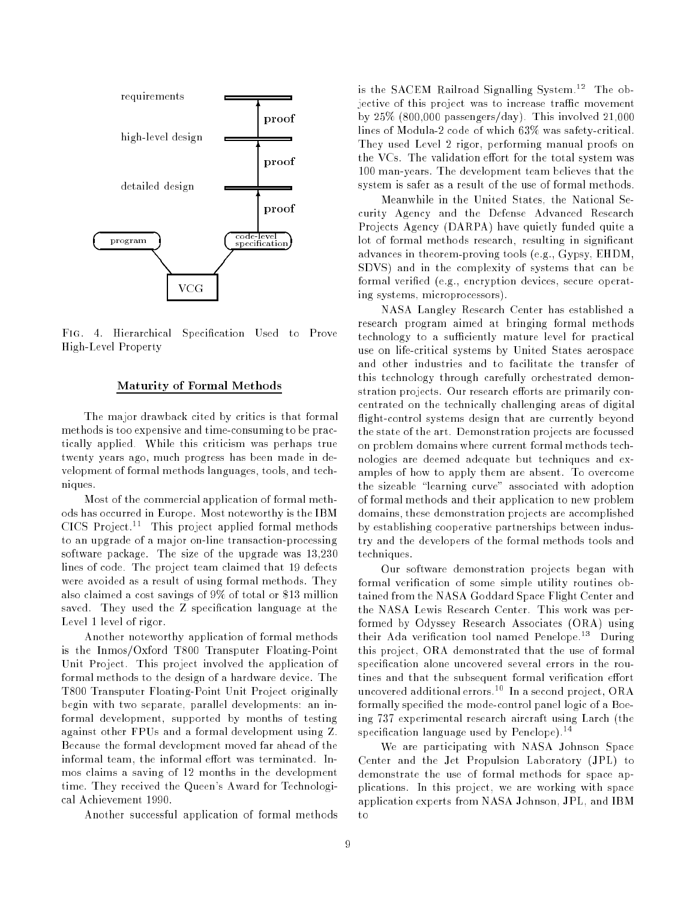requirements

proof

high-level design

proof

detailed design

proof

program

code-level specification

VCG

FIG. 4. Hierarchical Specification Used to Prove High-Level Property

## Maturity of Formal Methods

The major drawback cited by critics is that formal methods is too expensive and time-consuming to be practically applied. While this criticism was perhaps true twenty years ago, much progress has been made in development of formal methods languages, tools, and techniques.

Most of the commercial application of formal methods has occurred in Europe. Most noteworthy is the IBM CICS Project.[11] This project applied formal methods to an upgrade of a major on-line transaction-processing software package. The size of the upgrade was 13,230 lines of code. The project team claimed that 19 defects were avoided as a result of using formal methods. They also claimed a cost savings of 9% of total or $13 million saved. They used the Z specification language at the Level 1 level of rigor.

Another noteworthy application of formal methods is the Inmos/Oxford T800 Transputer Floating-Point Unit Project. This project involved the application of formal methods to the design of a hardware device. The T800 Transputer Floating-Point Unit Project originally begin with two separate, parallel developments: an informal development, supported by months of testing against other FPUs and a formal development using Z. Because the formal development moved far ahead of the informal team, the informal effort was terminated. Inmos claims a saving of 12 months in the development time. They received the Queen's Award for Technological Achievement 1990.

Another successful application of formal methods is the SACEM Railroad Signalling System.[12] The objective of this project was to increase traffic movement by 25% (800,000 passengers/day). This involved 21,000 lines of Modula-2 code of which 63% was safety-critical. They used Level 2 rigor, performing manual proofs on the VCs. The validation effort for the total system was 100 man-years. The development team believes that the system is safer as a result of the use of formal methods.

Meanwhile in the United States, the National Security Agency and the Defense Advanced Research Projects Agency (DARPA) have quietly funded quite a lot of formal methods research, resulting in significant advances in theorem-proving tools (e.g., Gypsy, EHDM, SDVS) and in the complexity of systems that can be formal verified (e.g., encryption devices, secure operating systems, microprocessors).

NASA Langley Research Center has established a research program aimed at bringing formal methods technology to a sufficiently mature level for practical use on life-critical systems by United States aerospace and other industries and to facilitate the transfer of this technology through carefully orchestrated demonstration projects. Our research efforts are primarily concentrated on the technically challenging areas of digital flight-control systems design that are currently beyond the state of the art. Demonstration projects are focussed on problem domains where current formal methods technologies are deemed adequate but techniques and examples of how to apply them are absent. To overcome the sizeable "learning curve" associated with adoption of formal methods and their application to new problem domains, these demonstration projects are accomplished by establishing cooperative partnerships between industry and the developers of the formal methods tools and techniques.

Our software demonstration projects began with formal verification of some simple utility routines obtained from the NASA Goddard Space Flight Center and the NASA Lewis Research Center. This work was performed by Odyssey Research Associates (ORA) using their Ada verification tool named Penelope.[13] During this project, ORA demonstrated that the use of formal specification alone uncovered several errors in the routines and that the subsequent formal verification effort uncovered additional errors.[10] In a second project, ORA formally specified the mode-control panel logic of a Boeing 737 experimental research aircraft using Larch (the specification language used by Penelope).[14]

We are participating with NASA Johnson Space Center and the Jet Propulsion Laboratory (JPL) to demonstrate the use of formal methods for space applications. In this project, we are working with space application experts from NASA Johnson, JPL, and IBM to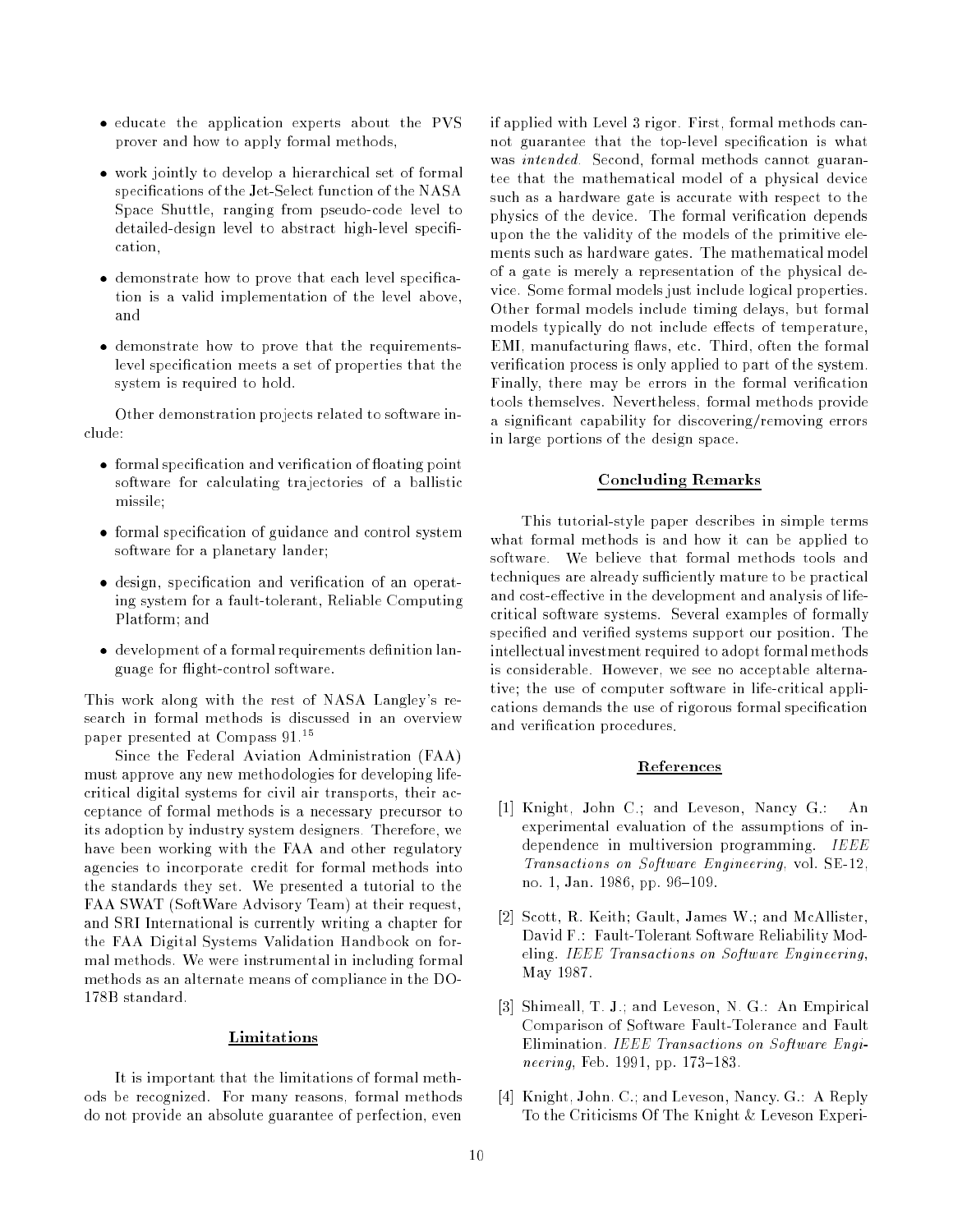- educate the application experts about the PVS prover and how to apply formal methods,
- work jointly to develop a hierarchical set of formal specifications of the Jet-Select function of the NASA Space Shuttle, ranging from pseudo-code level to detailed-design level to abstract high-level specification,
- demonstrate how to prove that each level specification is a valid implementation of the level above, and
- demonstrate how to prove that the requirements-level specification meets a set of properties that the system is required to hold.

Other demonstration projects related to software include:

- formal specification and verification of floating point software for calculating trajectories of a ballistic missile;
- formal specification of guidance and control system software for a planetary lander;
- design, specification and verification of an operating system for a fault-tolerant, Reliable Computing Platform; and
- development of a formal requirements definition language for flight-control software.

This work along with the rest of NASA Langley's research in formal methods is discussed in an overview paper presented at Compass 91.[15]

Since the Federal Aviation Administration (FAA) must approve any new methodologies for developing life-critical digital systems for civil air transports, their acceptance of formal methods is a necessary precursor to its adoption by industry system designers. Therefore, we have been working with the FAA and other regulatory agencies to incorporate credit for formal methods into the standards they set. We presented a tutorial to the FAA SWAT (SoftWare Advisory Team) at their request, and SRI International is currently writing a chapter for the FAA Digital Systems Validation Handbook on formal methods. We were instrumental in including formal methods as an alternate means of compliance in the DO-178B standard.

## Limitations

It is important that the limitations of formal methods be recognized. For many reasons, formal methods do not provide an absolute guarantee of perfection, even if applied with Level 3 rigor. First, formal methods cannot guarantee that the top-level specification is what was *intended*. Second, formal methods cannot guarantee that the mathematical model of a physical device such as a hardware gate is accurate with respect to the physics of the device. The formal verification depends upon the the validity of the models of the primitive elements such as hardware gates. The mathematical model of a gate is merely a representation of the physical device. Some formal models just include logical properties. Other formal models include timing delays, but formal models typically do not include effects of temperature, EMI, manufacturing flaws, etc. Third, often the formal verification process is only applied to part of the system. Finally, there may be errors in the formal verification tools themselves. Nevertheless, formal methods provide a significant capability for discovering/removing errors in large portions of the design space.

## Concluding Remarks

This tutorial-style paper describes in simple terms what formal methods is and how it can be applied to software. We believe that formal methods tools and techniques are already sufficiently mature to be practical and cost-effective in the development and analysis of life-critical software systems. Several examples of formally specified and verified systems support our position. The intellectual investment required to adopt formal methods is considerable. However, we see no acceptable alternative; the use of computer software in life-critical applications demands the use of rigorous formal specification and verification procedures.

## References

[1] Knight, John C.; and Leveson, Nancy G.: An experimental evaluation of the assumptions of independence in multiversion programming. *IEEE Transactions on Software Engineering*, vol. SE-12, no. 1, Jan. 1986, pp. 96–109.

[2] Scott, R. Keith; Gault, James W.; and McAllister, David F.: Fault-Tolerant Software Reliability Modeling. *IEEE Transactions on Software Engineering*, May 1987.

[3] Shimeall, T. J.; and Leveson, N. G.: An Empirical Comparison of Software Fault-Tolerance and Fault Elimination. *IEEE Transactions on Software Engineering*, Feb. 1991, pp. 173–183.

[4] Knight, John. C.; and Leveson, Nancy. G.: A Reply To the Criticisms Of The Knight & Leveson Experi-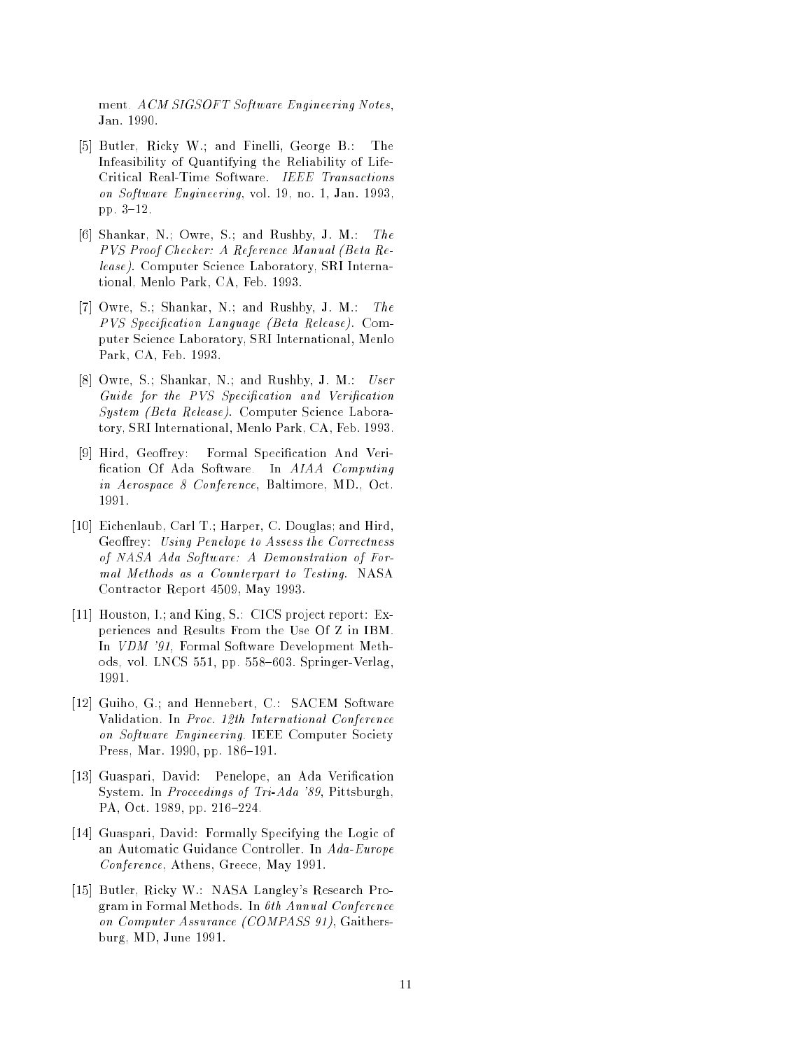ment. *ACM SIGSOFT Software Engineering Notes*, Jan. 1990.

[5] Butler, Ricky W.; and Finelli, George B.: The Infeasibility of Quantifying the Reliability of Life-Critical Real-Time Software. *IEEE Transactions on Software Engineering*, vol. 19, no. 1, Jan. 1993, pp. 3–12.

[6] Shankar, N.; Owre, S.; and Rushby, J. M.: *The PVS Proof Checker: A Reference Manual (Beta Release)*. Computer Science Laboratory, SRI International, Menlo Park, CA, Feb. 1993.

[7] Owre, S.; Shankar, N.; and Rushby, J. M.: *The PVS Specification Language (Beta Release)*. Computer Science Laboratory, SRI International, Menlo Park, CA, Feb. 1993.

[8] Owre, S.; Shankar, N.; and Rushby, J. M.: *User Guide for the PVS Specification and Verification System (Beta Release)*. Computer Science Laboratory, SRI International, Menlo Park, CA, Feb. 1993.

[9] Hird, Geoffrey: Formal Specification And Verification Of Ada Software. In *AIAA Computing in Aerospace 8 Conference*, Baltimore, MD., Oct. 1991.

[10] Eichenlaub, Carl T.; Harper, C. Douglas; and Hird, Geoffrey: *Using Penelope to Assess the Correctness of NASA Ada Software: A Demonstration of Formal Methods as a Counterpart to Testing.* NASA Contractor Report 4509, May 1993.

[11] Houston, I.; and King, S.: CICS project report: Experiences and Results From the Use Of Z in IBM. In *VDM '91,* Formal Software Development Methods, vol. LNCS 551, pp. 558–603. Springer-Verlag, 1991.

[12] Guiho, G.; and Hennebert, C.: SACEM Software Validation. In *Proc. 12th International Conference on Software Engineering*. IEEE Computer Society Press, Mar. 1990, pp. 186–191.

[13] Guaspari, David: Penelope, an Ada Verification System. In *Proceedings of Tri-Ada '89*, Pittsburgh, PA, Oct. 1989, pp. 216–224.

[14] Guaspari, David: Formally Specifying the Logic of an Automatic Guidance Controller. In *Ada-Europe Conference*, Athens, Greece, May 1991.

[15] Butler, Ricky W.: NASA Langley's Research Program in Formal Methods. In *6th Annual Conference on Computer Assurance (COMPASS 91)*, Gaithersburg, MD, June 1991.